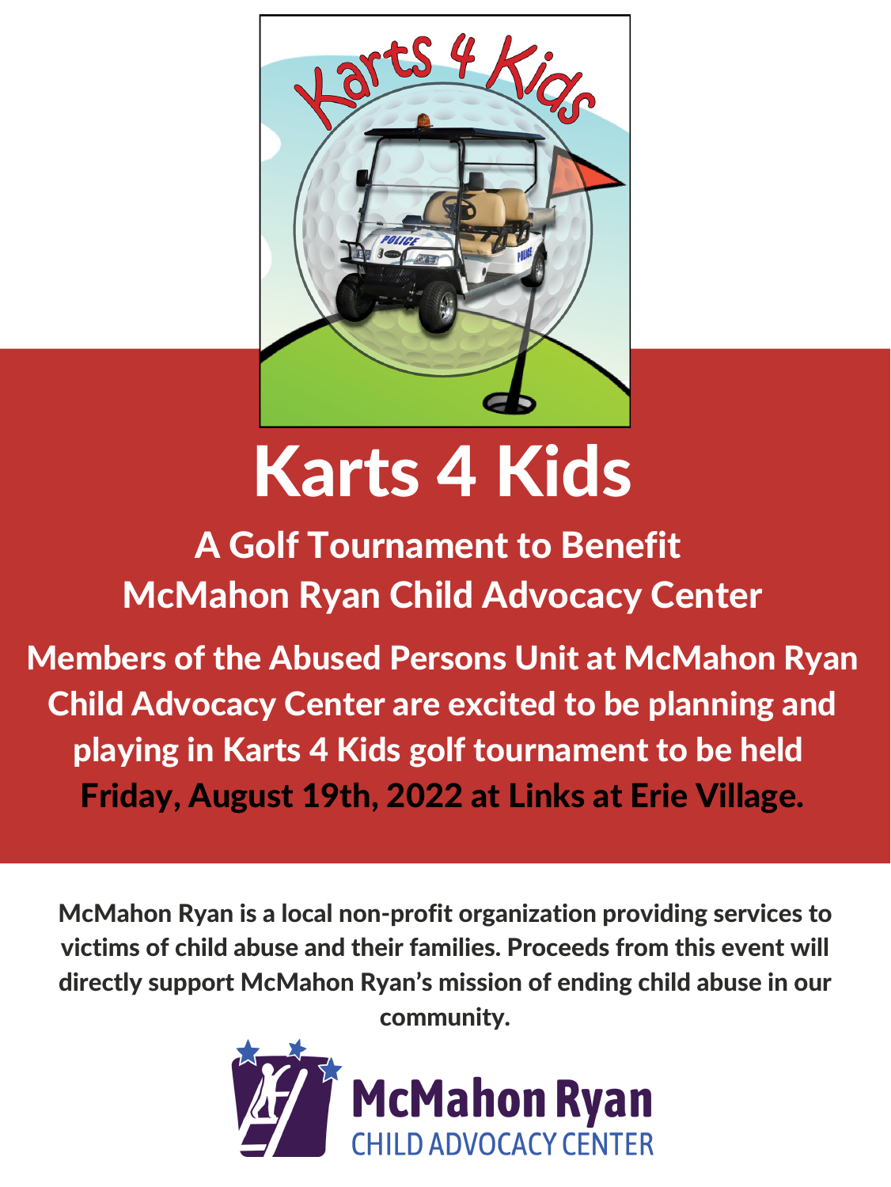# Karts 4 Kids

## A Golf Tournament to Benefit McMahon Ryan Child Advocacy Center

**Members of the Abused Persons Unit at McMahon Ryan Child Advocacy Center are excited to be planning and playing in Karts 4 Kids golf tournament to be held Friday, August 19th, 2022 at Links at Erie Village.**

**McMahon Ryan is a local non-profit organization providing services to victims of child abuse and their families. Proceeds from this event will directly support McMahon Ryan's mission of ending child abuse in our community.**

**McMahon Ryan**
CHILD ADVOCACY CENTER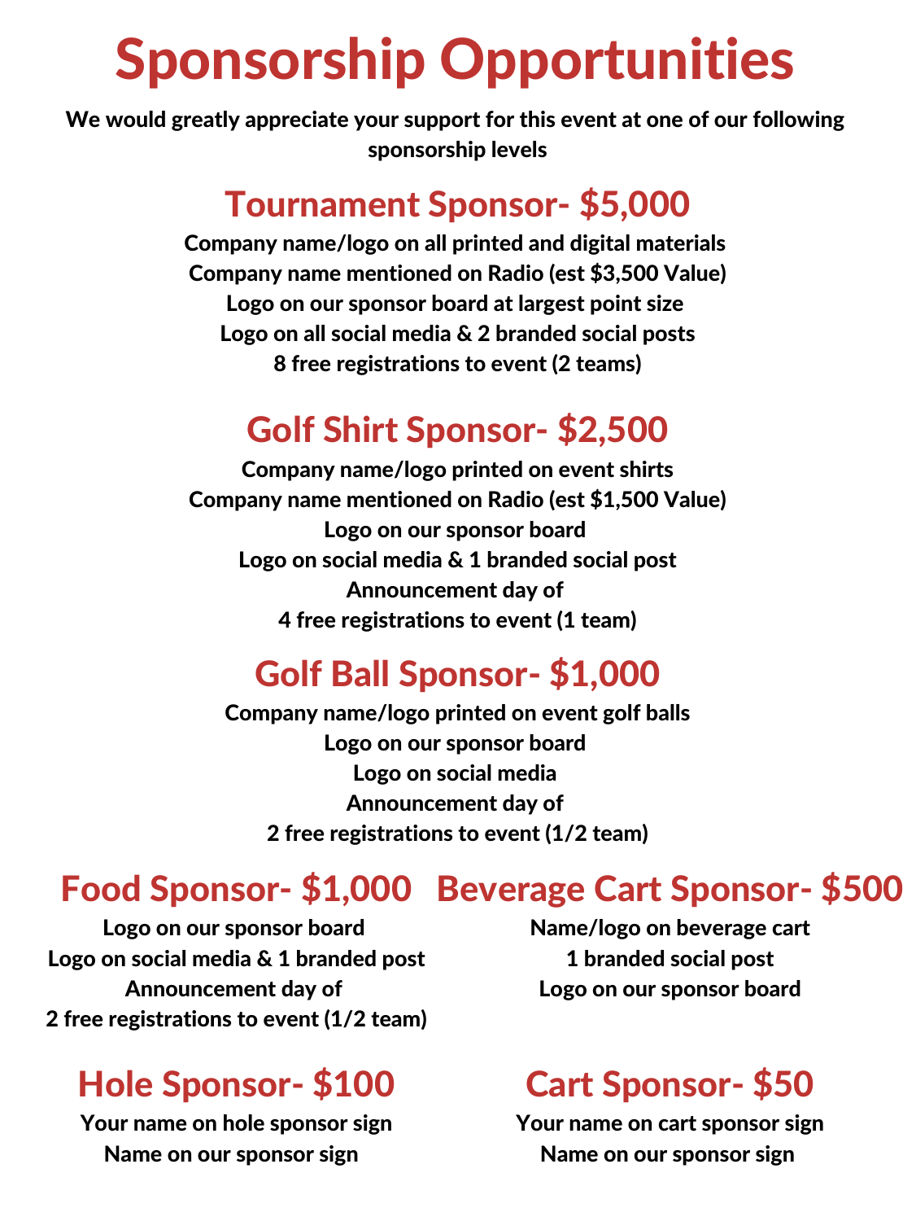# Sponsorship Opportunities

**We would greatly appreciate your support for this event at one of our following sponsorship levels**

## Tournament Sponsor- $5,000

**Company name/logo on all printed and digital materials**
**Company name mentioned on Radio (est $3,500 Value)**
**Logo on our sponsor board at largest point size**
**Logo on all social media & 2 branded social posts**
**8 free registrations to event (2 teams)**

## Golf Shirt Sponsor- $2,500

**Company name/logo printed on event shirts**
**Company name mentioned on Radio (est $1,500 Value)**
**Logo on our sponsor board**
**Logo on social media & 1 branded social post**
**Announcement day of**
**4 free registrations to event (1 team)**

## Golf Ball Sponsor- $1,000

**Company name/logo printed on event golf balls**
**Logo on our sponsor board**
**Logo on social media**
**Announcement day of**
**2 free registrations to event (1/2 team)**

## Food Sponsor- $1,000

**Logo on our sponsor board**
**Logo on social media & 1 branded post**
**Announcement day of**
**2 free registrations to event (1/2 team)**

## Beverage Cart Sponsor- $500

**Name/logo on beverage cart**
**1 branded social post**
**Logo on our sponsor board**

## Hole Sponsor- $100

**Your name on hole sponsor sign**
**Name on our sponsor sign**

## Cart Sponsor- $50

**Your name on cart sponsor sign**
**Name on our sponsor sign**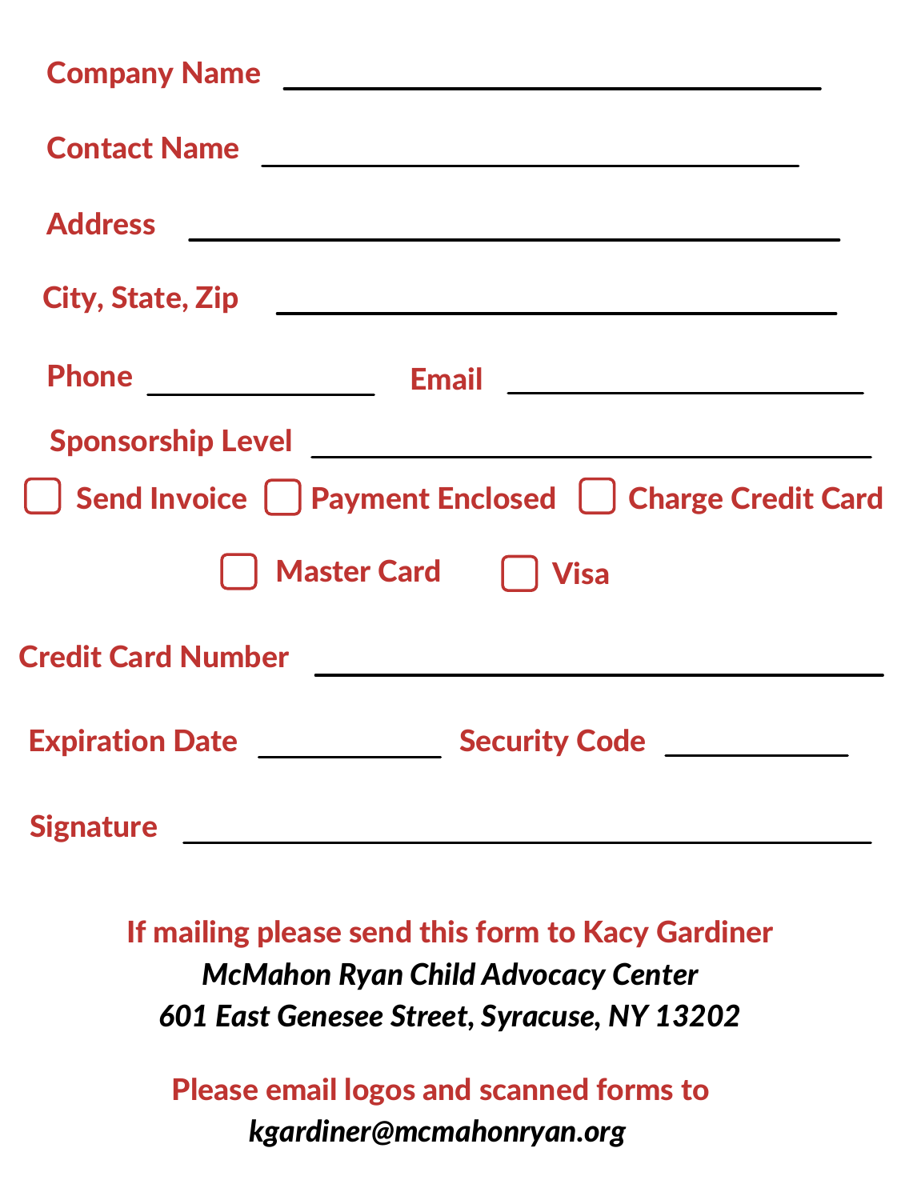Company Name ______________________________

Contact Name ______________________________

Address ______________________________

City, State, Zip ______________________________

Phone ______________ Email ______________________

Sponsorship Level ______________________________

☐ Send Invoice ☐ Payment Enclosed ☐ Charge Credit Card

☐ Master Card ☐ Visa

Credit Card Number ______________________________

Expiration Date ____________ Security Code ____________

Signature ______________________________

**If mailing please send this form to Kacy Gardiner**
*McMahon Ryan Child Advocacy Center*
*601 East Genesee Street, Syracuse, NY 13202*

**Please email logos and scanned forms to**
*kgardiner@mcmahonryan.org*